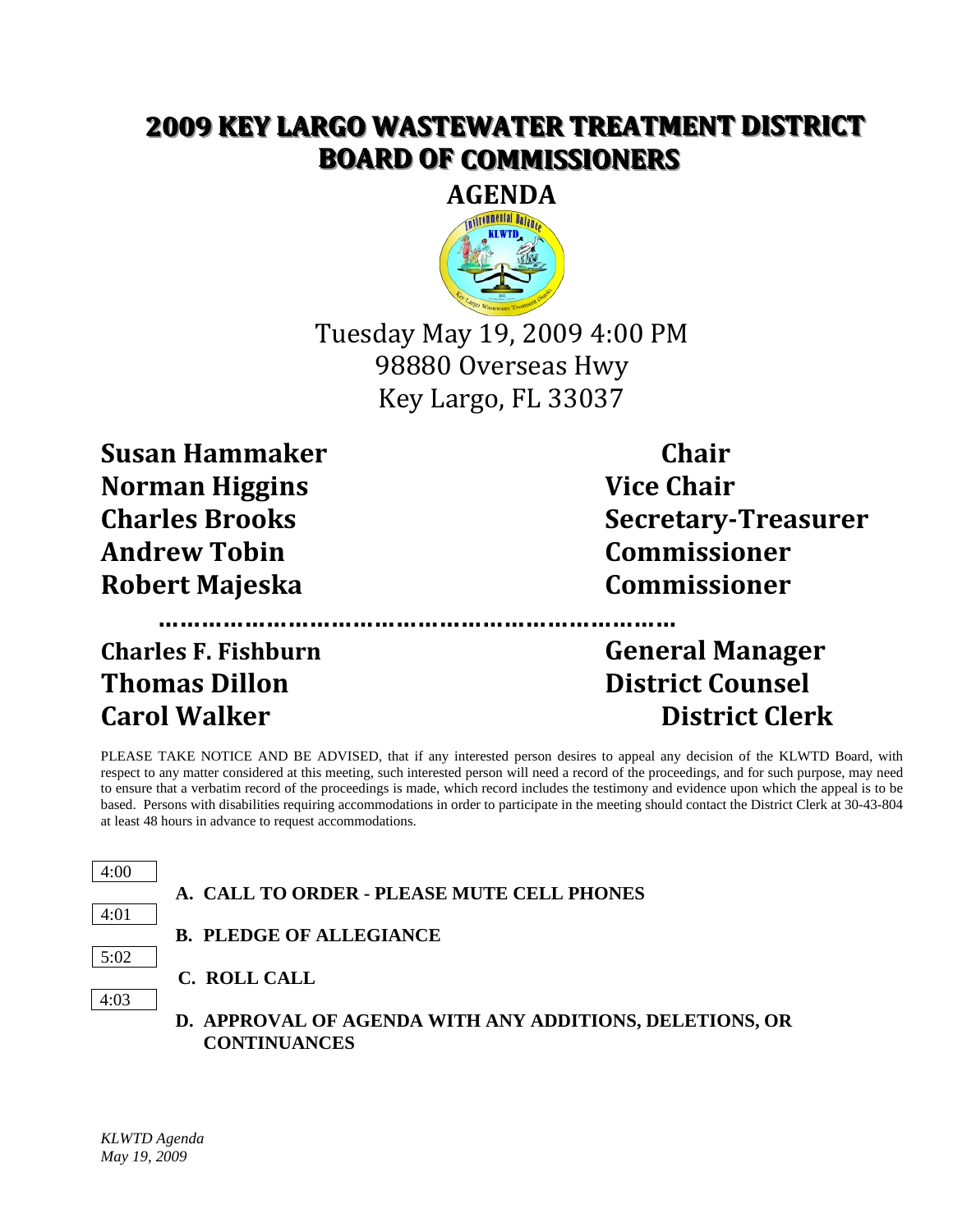# 2009 KEY LARGO WASTEWATER TREATMENT DISTRICT BOARD OF COMMISSIONERS

## AGENDA

Tuesday May 19, 2009 4:00 PM
98880 Overseas Hwy
Key Largo, FL 33037

| | |
|---|---|
| **Susan Hammaker** | **Chair** |
| **Norman Higgins** | **Vice Chair** |
| **Charles Brooks** | **Secretary-Treasurer** |
| **Andrew Tobin** | **Commissioner** |
| **Robert Majeska** | **Commissioner** |

………………………………………………………………

| | |
|---|---|
| **Charles F. Fishburn** | **General Manager** |
| **Thomas Dillon** | **District Counsel** |
| **Carol Walker** | **District Clerk** |

PLEASE TAKE NOTICE AND BE ADVISED, that if any interested person desires to appeal any decision of the KLWTD Board, with respect to any matter considered at this meeting, such interested person will need a record of the proceedings, and for such purpose, may need to ensure that a verbatim record of the proceedings is made, which record includes the testimony and evidence upon which the appeal is to be based. Persons with disabilities requiring accommodations in order to participate in the meeting should contact the District Clerk at 30-43-804 at least 48 hours in advance to request accommodations.

4:00

**A. CALL TO ORDER - PLEASE MUTE CELL PHONES**

4:01

**B. PLEDGE OF ALLEGIANCE**

5:02

**C. ROLL CALL**

4:03

**D. APPROVAL OF AGENDA WITH ANY ADDITIONS, DELETIONS, OR CONTINUANCES**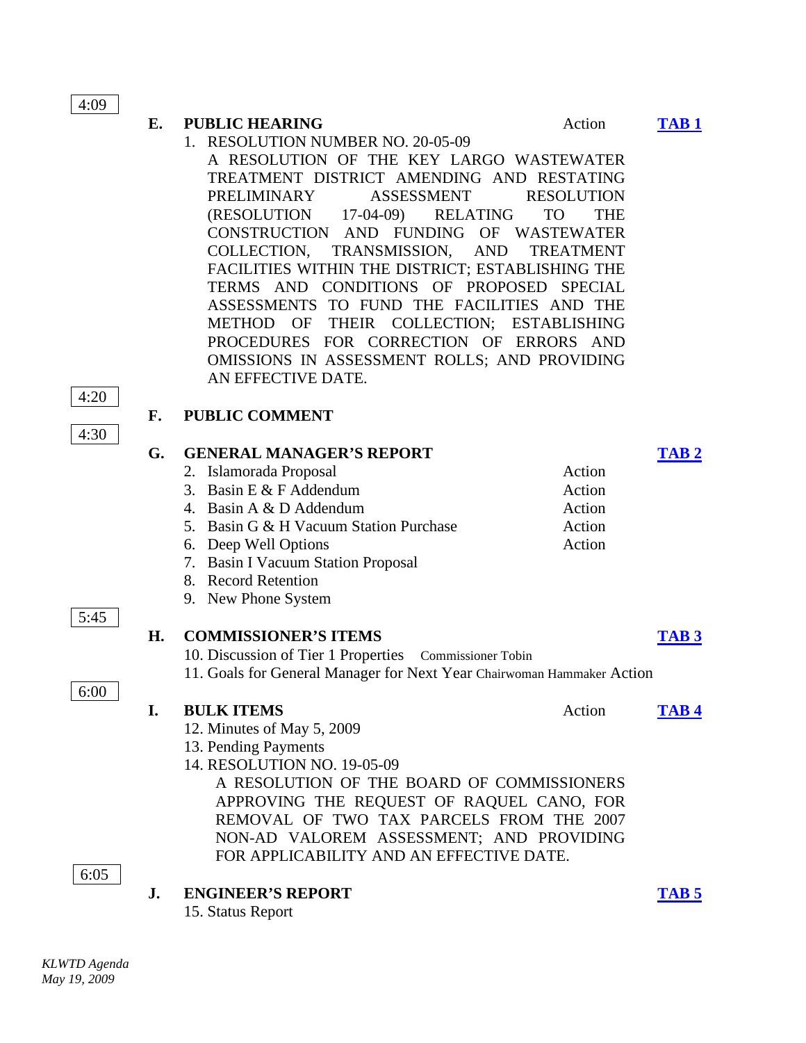4:09

**E. PUBLIC HEARING** — Action — **TAB 1**

1. RESOLUTION NUMBER NO. 20-05-09

   A RESOLUTION OF THE KEY LARGO WASTEWATER TREATMENT DISTRICT AMENDING AND RESTATING PRELIMINARY ASSESSMENT RESOLUTION (RESOLUTION 17-04-09) RELATING TO THE CONSTRUCTION AND FUNDING OF WASTEWATER COLLECTION, TRANSMISSION, AND TREATMENT FACILITIES WITHIN THE DISTRICT; ESTABLISHING THE TERMS AND CONDITIONS OF PROPOSED SPECIAL ASSESSMENTS TO FUND THE FACILITIES AND THE METHOD OF THEIR COLLECTION; ESTABLISHING PROCEDURES FOR CORRECTION OF ERRORS AND OMISSIONS IN ASSESSMENT ROLLS; AND PROVIDING AN EFFECTIVE DATE.

4:20

**F. PUBLIC COMMENT**

4:30

**G. GENERAL MANAGER'S REPORT** — **TAB 2**

2. Islamorada Proposal — Action
3. Basin E & F Addendum — Action
4. Basin A & D Addendum — Action
5. Basin G & H Vacuum Station Purchase — Action
6. Deep Well Options — Action
7. Basin I Vacuum Station Proposal
8. Record Retention
9. New Phone System

5:45

**H. COMMISSIONER'S ITEMS** — **TAB 3**

10. Discussion of Tier 1 Properties — Commissioner Tobin
11. Goals for General Manager for Next Year — Chairwoman Hammaker — Action

6:00

**I. BULK ITEMS** — Action — **TAB 4**

12. Minutes of May 5, 2009
13. Pending Payments
14. RESOLUTION NO. 19-05-09

    A RESOLUTION OF THE BOARD OF COMMISSIONERS APPROVING THE REQUEST OF RAQUEL CANO, FOR REMOVAL OF TWO TAX PARCELS FROM THE 2007 NON-AD VALOREM ASSESSMENT; AND PROVIDING FOR APPLICABILITY AND AN EFFECTIVE DATE.

6:05

**J. ENGINEER'S REPORT** — **TAB 5**

15. Status Report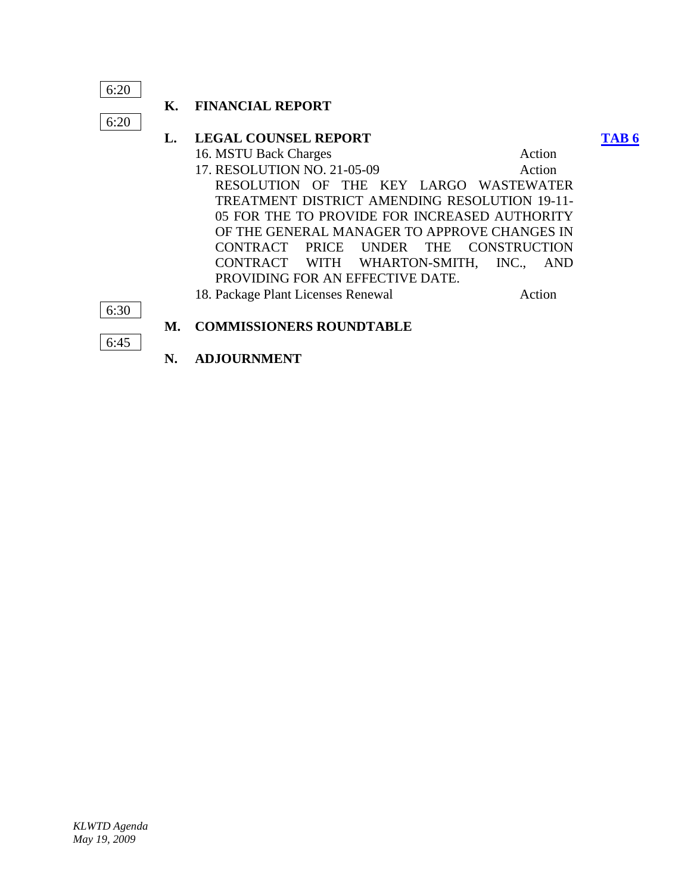6:20

**K. FINANCIAL REPORT**

6:20

**L. LEGAL COUNSEL REPORT** **[TAB 6]**

16. MSTU Back Charges — Action
17. RESOLUTION NO. 21-05-09 — Action
    RESOLUTION OF THE KEY LARGO WASTEWATER TREATMENT DISTRICT AMENDING RESOLUTION 19-11-05 FOR THE TO PROVIDE FOR INCREASED AUTHORITY OF THE GENERAL MANAGER TO APPROVE CHANGES IN CONTRACT PRICE UNDER THE CONSTRUCTION CONTRACT WITH WHARTON-SMITH, INC., AND PROVIDING FOR AN EFFECTIVE DATE.
18. Package Plant Licenses Renewal — Action

6:30

**M. COMMISSIONERS ROUNDTABLE**

6:45

**N. ADJOURNMENT**

*KLWTD Agenda*
*May 19, 2009*